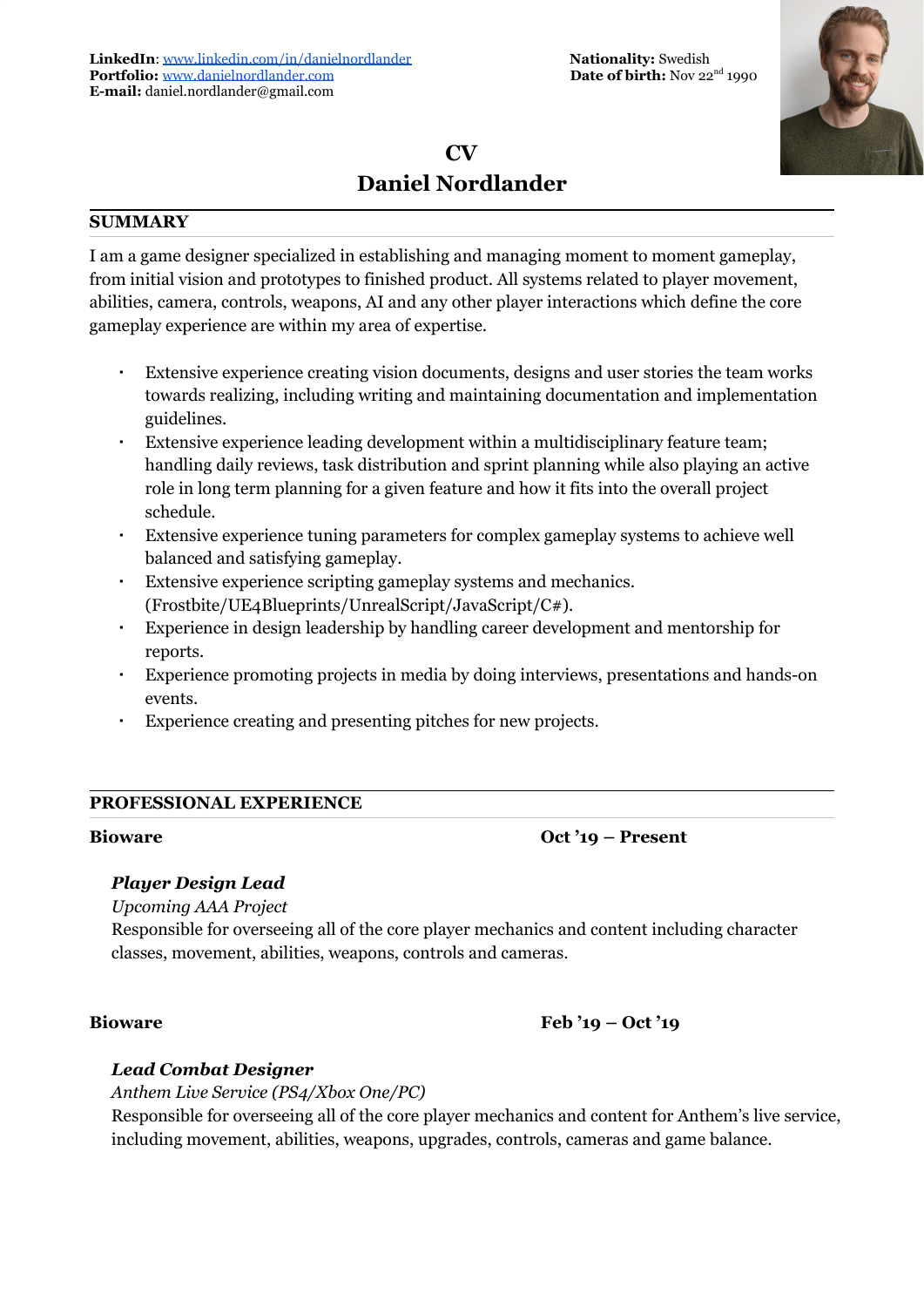**LinkedIn**: [www.linkedin.com/in/danielnordlander](http://www.linkedin.com/in/danielnordlander)
**Portfolio:** [www.danielnordlander.com](http://www.danielnordlander.com)
**E-mail:** daniel.nordlander@gmail.com

**Nationality:** Swedish
**Date of birth:** Nov 22nd 1990

# CV
# Daniel Nordlander

## SUMMARY

I am a game designer specialized in establishing and managing moment to moment gameplay, from initial vision and prototypes to finished product. All systems related to player movement, abilities, camera, controls, weapons, AI and any other player interactions which define the core gameplay experience are within my area of expertise.

- Extensive experience creating vision documents, designs and user stories the team works towards realizing, including writing and maintaining documentation and implementation guidelines.
- Extensive experience leading development within a multidisciplinary feature team; handling daily reviews, task distribution and sprint planning while also playing an active role in long term planning for a given feature and how it fits into the overall project schedule.
- Extensive experience tuning parameters for complex gameplay systems to achieve well balanced and satisfying gameplay.
- Extensive experience scripting gameplay systems and mechanics. (Frostbite/UE4Blueprints/UnrealScript/JavaScript/C#).
- Experience in design leadership by handling career development and mentorship for reports.
- Experience promoting projects in media by doing interviews, presentations and hands-on events.
- Experience creating and presenting pitches for new projects.

## PROFESSIONAL EXPERIENCE

**Bioware** **Oct '19 – Present**

***Player Design Lead***
*Upcoming AAA Project*
Responsible for overseeing all of the core player mechanics and content including character classes, movement, abilities, weapons, controls and cameras.

**Bioware** **Feb '19 – Oct '19**

***Lead Combat Designer***
*Anthem Live Service (PS4/Xbox One/PC)*
Responsible for overseeing all of the core player mechanics and content for Anthem's live service, including movement, abilities, weapons, upgrades, controls, cameras and game balance.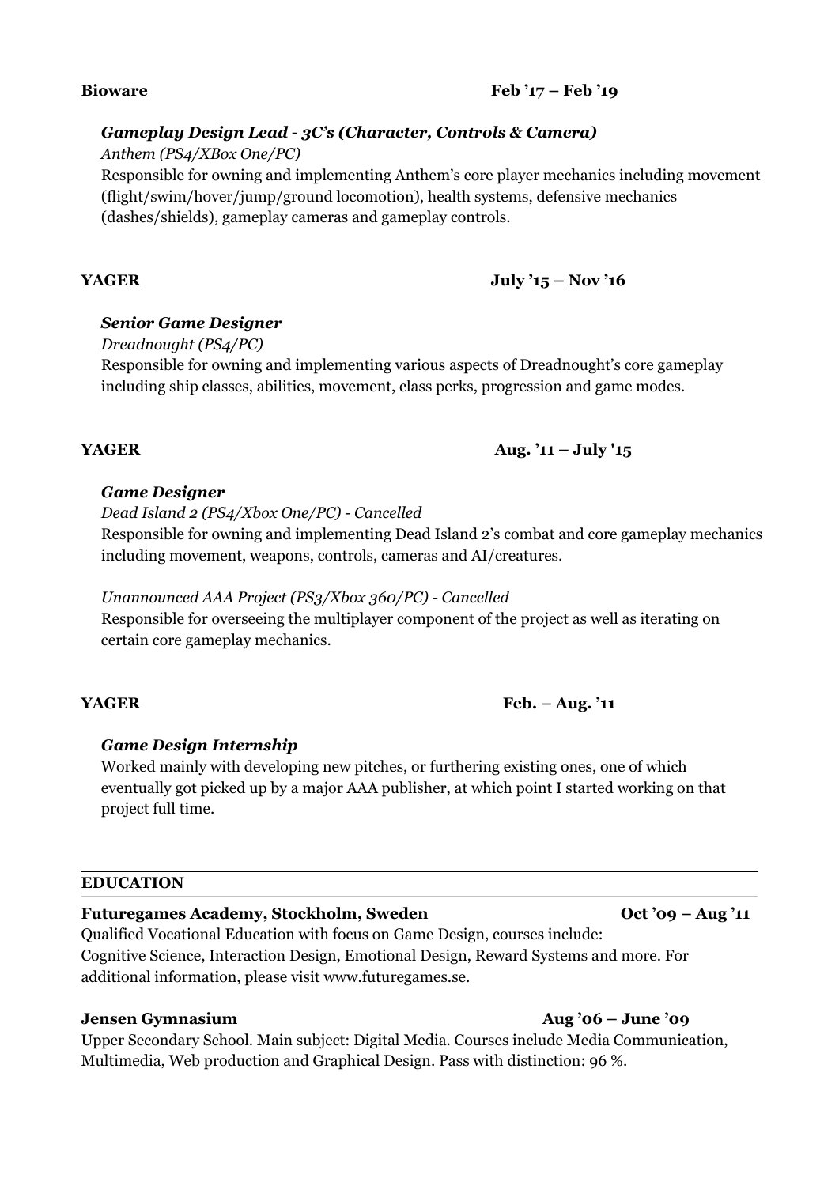**Bioware** **Feb '17 – Feb '19**

***Gameplay Design Lead - 3C's (Character, Controls & Camera)***

*Anthem (PS4/XBox One/PC)*

Responsible for owning and implementing Anthem's core player mechanics including movement (flight/swim/hover/jump/ground locomotion), health systems, defensive mechanics (dashes/shields), gameplay cameras and gameplay controls.

**YAGER** **July '15 – Nov '16**

***Senior Game Designer***

*Dreadnought (PS4/PC)*

Responsible for owning and implementing various aspects of Dreadnought's core gameplay including ship classes, abilities, movement, class perks, progression and game modes.

**YAGER** **Aug. '11 – July '15**

***Game Designer***

*Dead Island 2 (PS4/Xbox One/PC) - Cancelled*

Responsible for owning and implementing Dead Island 2's combat and core gameplay mechanics including movement, weapons, controls, cameras and AI/creatures.

*Unannounced AAA Project (PS3/Xbox 360/PC) - Cancelled*

Responsible for overseeing the multiplayer component of the project as well as iterating on certain core gameplay mechanics.

**YAGER** **Feb. – Aug. '11**

***Game Design Internship***

Worked mainly with developing new pitches, or furthering existing ones, one of which eventually got picked up by a major AAA publisher, at which point I started working on that project full time.

## EDUCATION

**Futuregames Academy, Stockholm, Sweden** **Oct '09 – Aug '11**

Qualified Vocational Education with focus on Game Design, courses include: Cognitive Science, Interaction Design, Emotional Design, Reward Systems and more. For additional information, please visit www.futuregames.se.

**Jensen Gymnasium** **Aug '06 – June '09**

Upper Secondary School. Main subject: Digital Media. Courses include Media Communication, Multimedia, Web production and Graphical Design. Pass with distinction: 96 %.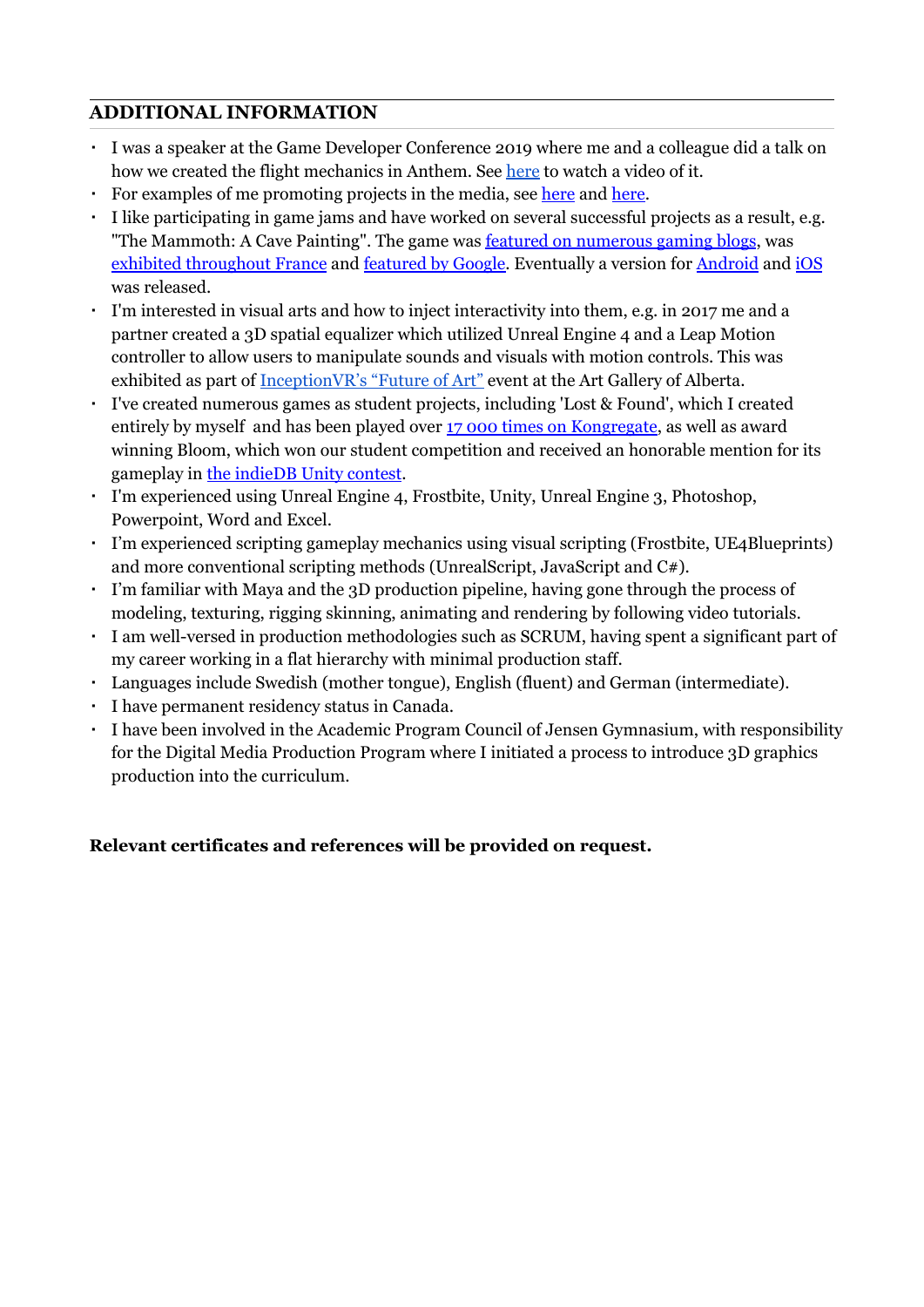## ADDITIONAL INFORMATION

- I was a speaker at the Game Developer Conference 2019 where me and a colleague did a talk on how we created the flight mechanics in Anthem. See here to watch a video of it.
- For examples of me promoting projects in the media, see here and here.
- I like participating in game jams and have worked on several successful projects as a result, e.g. "The Mammoth: A Cave Painting". The game was featured on numerous gaming blogs, was exhibited throughout France and featured by Google. Eventually a version for Android and iOS was released.
- I'm interested in visual arts and how to inject interactivity into them, e.g. in 2017 me and a partner created a 3D spatial equalizer which utilized Unreal Engine 4 and a Leap Motion controller to allow users to manipulate sounds and visuals with motion controls. This was exhibited as part of InceptionVR's "Future of Art" event at the Art Gallery of Alberta.
- I've created numerous games as student projects, including 'Lost & Found', which I created entirely by myself and has been played over 17 000 times on Kongregate, as well as award winning Bloom, which won our student competition and received an honorable mention for its gameplay in the indieDB Unity contest.
- I'm experienced using Unreal Engine 4, Frostbite, Unity, Unreal Engine 3, Photoshop, Powerpoint, Word and Excel.
- I'm experienced scripting gameplay mechanics using visual scripting (Frostbite, UE4Blueprints) and more conventional scripting methods (UnrealScript, JavaScript and C#).
- I'm familiar with Maya and the 3D production pipeline, having gone through the process of modeling, texturing, rigging skinning, animating and rendering by following video tutorials.
- I am well-versed in production methodologies such as SCRUM, having spent a significant part of my career working in a flat hierarchy with minimal production staff.
- Languages include Swedish (mother tongue), English (fluent) and German (intermediate).
- I have permanent residency status in Canada.
- I have been involved in the Academic Program Council of Jensen Gymnasium, with responsibility for the Digital Media Production Program where I initiated a process to introduce 3D graphics production into the curriculum.

**Relevant certificates and references will be provided on request.**